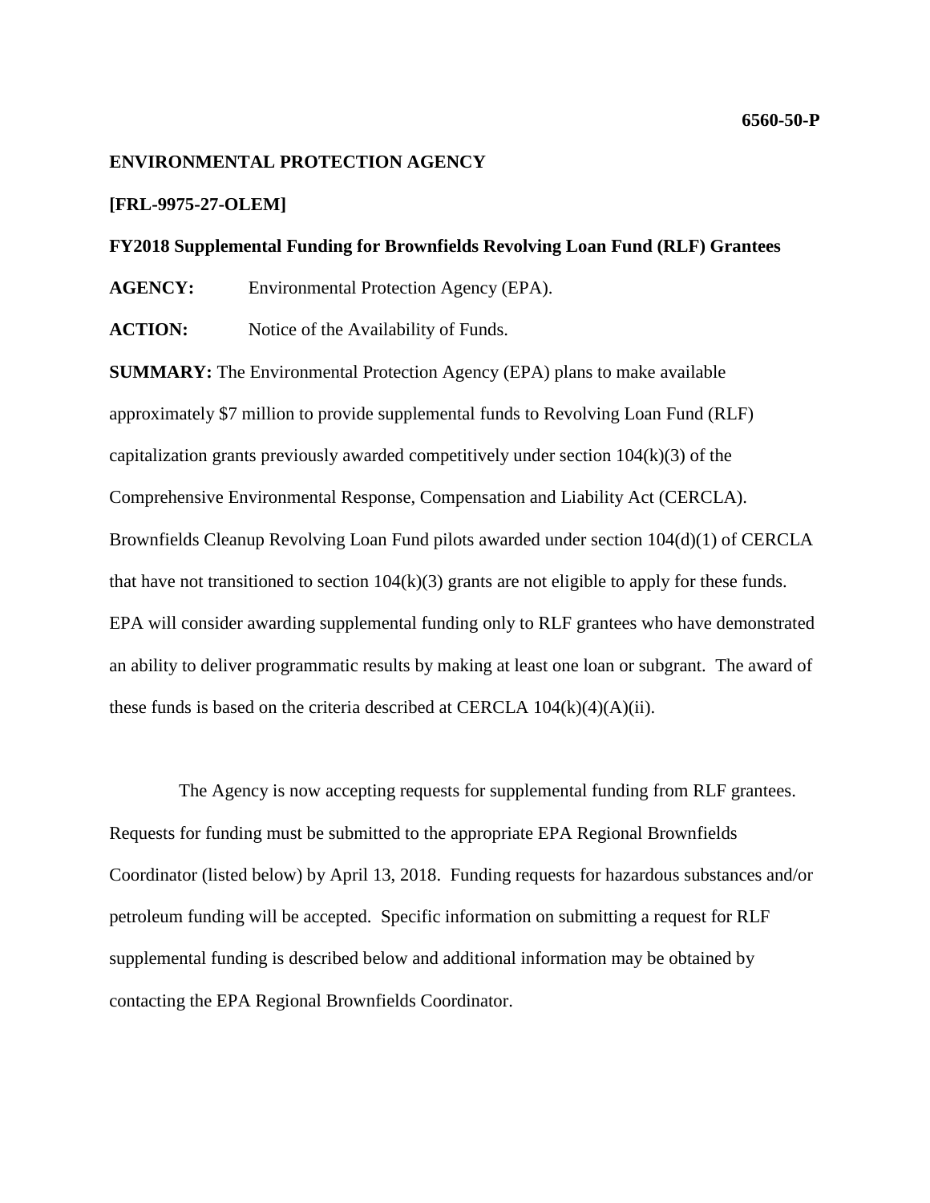**6560-50-P**

**ENVIRONMENTAL PROTECTION AGENCY**

**[FRL-9975-27-OLEM]**

**FY2018 Supplemental Funding for Brownfields Revolving Loan Fund (RLF) Grantees**

**AGENCY:** Environmental Protection Agency (EPA).

**ACTION:** Notice of the Availability of Funds.

**SUMMARY:** The Environmental Protection Agency (EPA) plans to make available approximately $7 million to provide supplemental funds to Revolving Loan Fund (RLF) capitalization grants previously awarded competitively under section 104(k)(3) of the Comprehensive Environmental Response, Compensation and Liability Act (CERCLA). Brownfields Cleanup Revolving Loan Fund pilots awarded under section 104(d)(1) of CERCLA that have not transitioned to section 104(k)(3) grants are not eligible to apply for these funds. EPA will consider awarding supplemental funding only to RLF grantees who have demonstrated an ability to deliver programmatic results by making at least one loan or subgrant. The award of these funds is based on the criteria described at CERCLA 104(k)(4)(A)(ii).

The Agency is now accepting requests for supplemental funding from RLF grantees. Requests for funding must be submitted to the appropriate EPA Regional Brownfields Coordinator (listed below) by April 13, 2018. Funding requests for hazardous substances and/or petroleum funding will be accepted. Specific information on submitting a request for RLF supplemental funding is described below and additional information may be obtained by contacting the EPA Regional Brownfields Coordinator.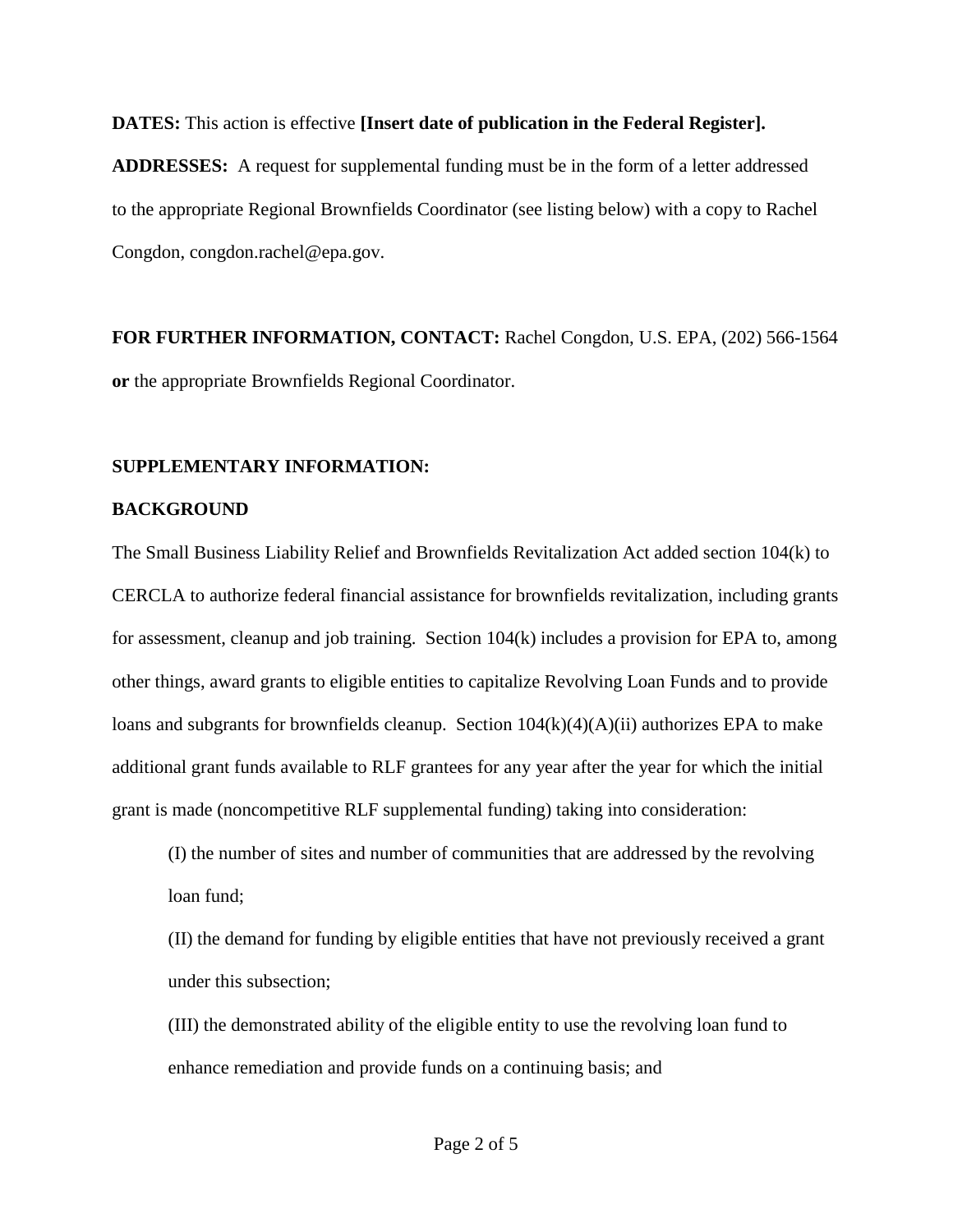**DATES:** This action is effective **[Insert date of publication in the Federal Register].**

**ADDRESSES:** A request for supplemental funding must be in the form of a letter addressed to the appropriate Regional Brownfields Coordinator (see listing below) with a copy to Rachel Congdon, congdon.rachel@epa.gov.

**FOR FURTHER INFORMATION, CONTACT:** Rachel Congdon, U.S. EPA, (202) 566-1564 **or** the appropriate Brownfields Regional Coordinator.

**SUPPLEMENTARY INFORMATION:**

**BACKGROUND**

The Small Business Liability Relief and Brownfields Revitalization Act added section 104(k) to CERCLA to authorize federal financial assistance for brownfields revitalization, including grants for assessment, cleanup and job training. Section 104(k) includes a provision for EPA to, among other things, award grants to eligible entities to capitalize Revolving Loan Funds and to provide loans and subgrants for brownfields cleanup. Section 104(k)(4)(A)(ii) authorizes EPA to make additional grant funds available to RLF grantees for any year after the year for which the initial grant is made (noncompetitive RLF supplemental funding) taking into consideration:

> (I) the number of sites and number of communities that are addressed by the revolving loan fund;
>
> (II) the demand for funding by eligible entities that have not previously received a grant under this subsection;
>
> (III) the demonstrated ability of the eligible entity to use the revolving loan fund to enhance remediation and provide funds on a continuing basis; and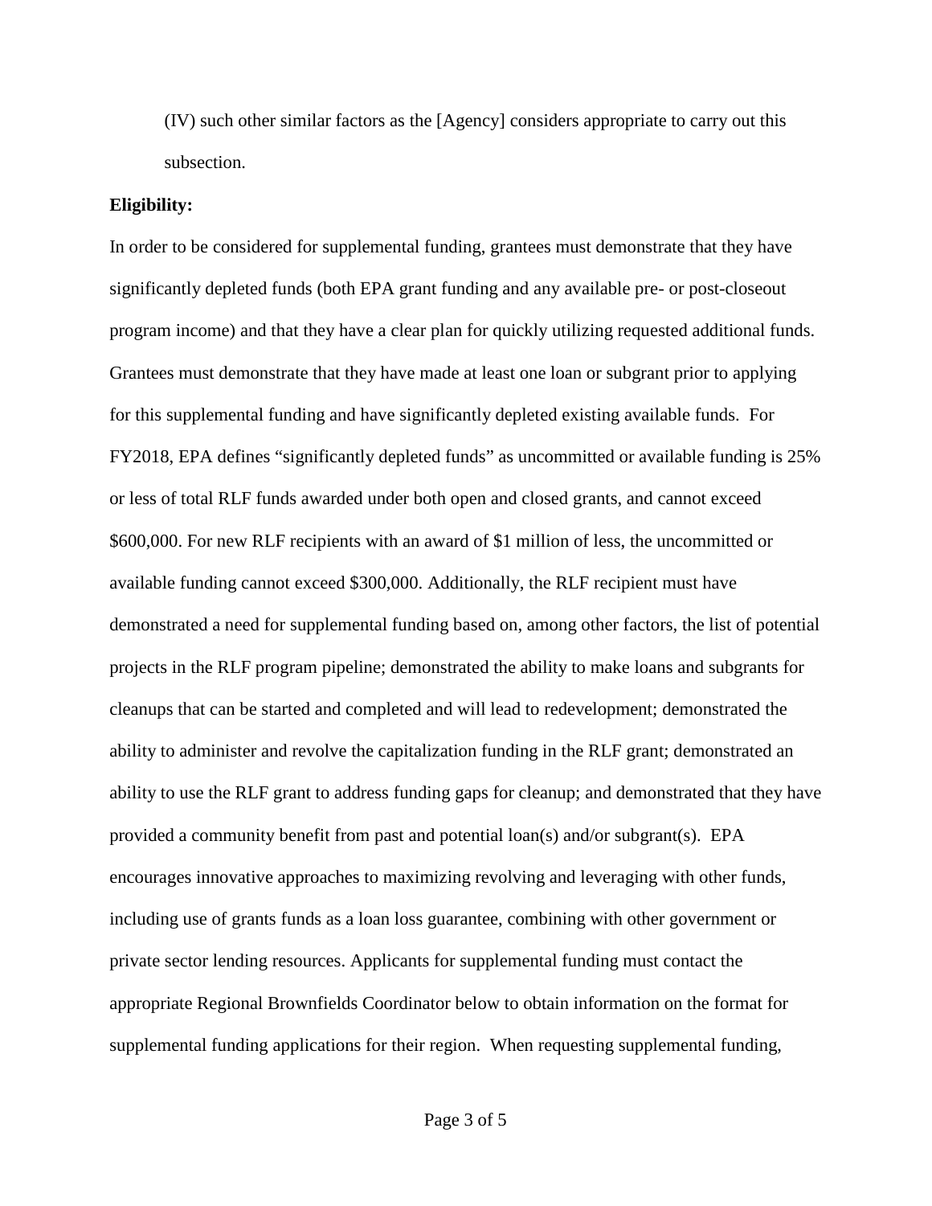(IV) such other similar factors as the [Agency] considers appropriate to carry out this subsection.

**Eligibility:**

In order to be considered for supplemental funding, grantees must demonstrate that they have significantly depleted funds (both EPA grant funding and any available pre- or post-closeout program income) and that they have a clear plan for quickly utilizing requested additional funds. Grantees must demonstrate that they have made at least one loan or subgrant prior to applying for this supplemental funding and have significantly depleted existing available funds. For FY2018, EPA defines "significantly depleted funds" as uncommitted or available funding is 25% or less of total RLF funds awarded under both open and closed grants, and cannot exceed $600,000. For new RLF recipients with an award of $1 million of less, the uncommitted or available funding cannot exceed $300,000. Additionally, the RLF recipient must have demonstrated a need for supplemental funding based on, among other factors, the list of potential projects in the RLF program pipeline; demonstrated the ability to make loans and subgrants for cleanups that can be started and completed and will lead to redevelopment; demonstrated the ability to administer and revolve the capitalization funding in the RLF grant; demonstrated an ability to use the RLF grant to address funding gaps for cleanup; and demonstrated that they have provided a community benefit from past and potential loan(s) and/or subgrant(s). EPA encourages innovative approaches to maximizing revolving and leveraging with other funds, including use of grants funds as a loan loss guarantee, combining with other government or private sector lending resources. Applicants for supplemental funding must contact the appropriate Regional Brownfields Coordinator below to obtain information on the format for supplemental funding applications for their region. When requesting supplemental funding,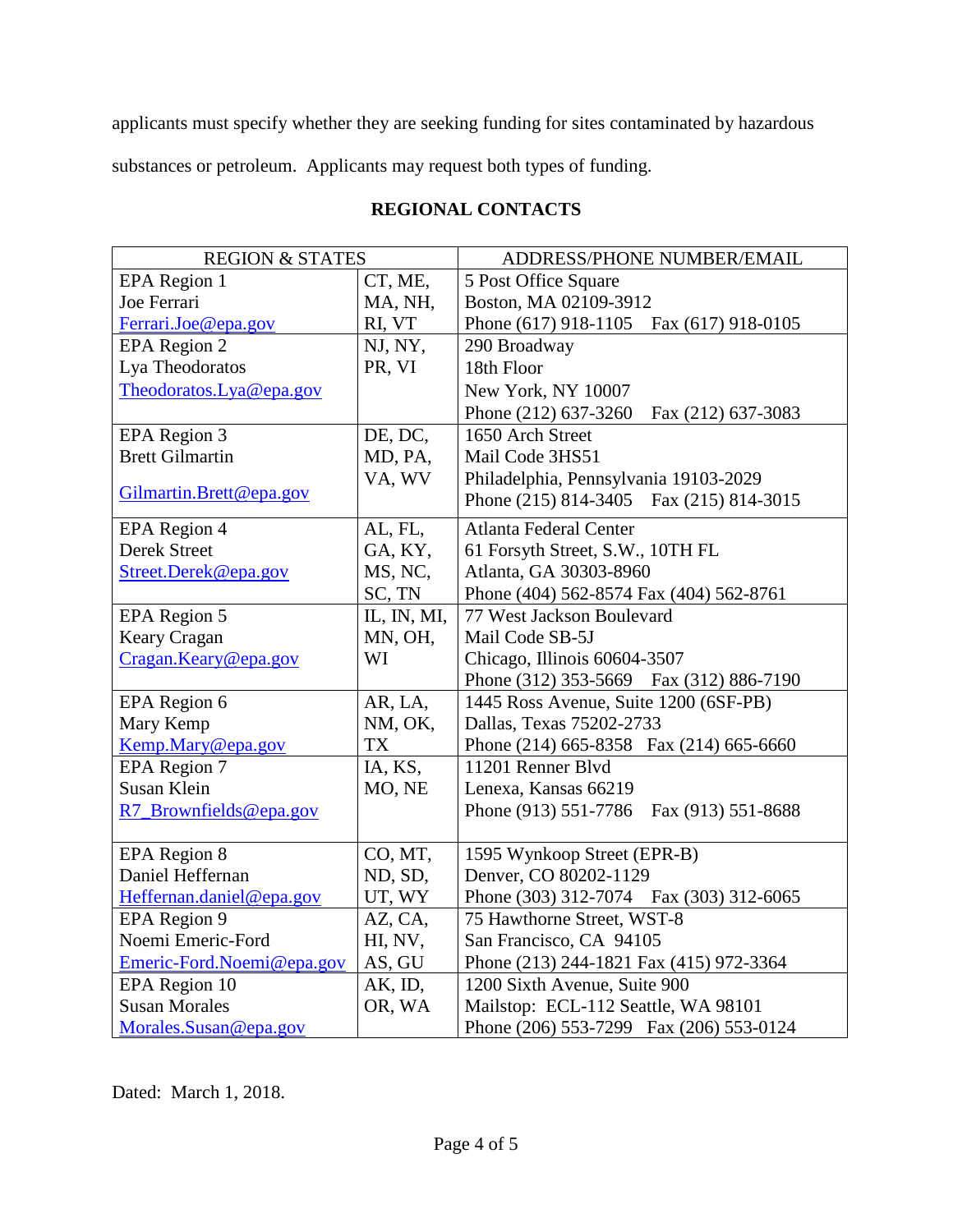applicants must specify whether they are seeking funding for sites contaminated by hazardous substances or petroleum. Applicants may request both types of funding.

**REGIONAL CONTACTS**

| REGION & STATES | | ADDRESS/PHONE NUMBER/EMAIL |
|---|---|---|
| EPA Region 1<br>Joe Ferrari<br>Ferrari.Joe@epa.gov | CT, ME, MA, NH, RI, VT | 5 Post Office Square<br>Boston, MA 02109-3912<br>Phone (617) 918-1105 Fax (617) 918-0105 |
| EPA Region 2<br>Lya Theodoratos<br>Theodoratos.Lya@epa.gov | NJ, NY, PR, VI | 290 Broadway<br>18th Floor<br>New York, NY 10007<br>Phone (212) 637-3260 Fax (212) 637-3083 |
| EPA Region 3<br>Brett Gilmartin<br>Gilmartin.Brett@epa.gov | DE, DC, MD, PA, VA, WV | 1650 Arch Street<br>Mail Code 3HS51<br>Philadelphia, Pennsylvania 19103-2029<br>Phone (215) 814-3405 Fax (215) 814-3015 |
| EPA Region 4<br>Derek Street<br>Street.Derek@epa.gov | AL, FL, GA, KY, MS, NC, SC, TN | Atlanta Federal Center<br>61 Forsyth Street, S.W., 10TH FL<br>Atlanta, GA 30303-8960<br>Phone (404) 562-8574 Fax (404) 562-8761 |
| EPA Region 5<br>Keary Cragan<br>Cragan.Keary@epa.gov | IL, IN, MI, MN, OH, WI | 77 West Jackson Boulevard<br>Mail Code SB-5J<br>Chicago, Illinois 60604-3507<br>Phone (312) 353-5669 Fax (312) 886-7190 |
| EPA Region 6<br>Mary Kemp<br>Kemp.Mary@epa.gov | AR, LA, NM, OK, TX | 1445 Ross Avenue, Suite 1200 (6SF-PB)<br>Dallas, Texas 75202-2733<br>Phone (214) 665-8358 Fax (214) 665-6660 |
| EPA Region 7<br>Susan Klein<br>R7_Brownfields@epa.gov | IA, KS, MO, NE | 11201 Renner Blvd<br>Lenexa, Kansas 66219<br>Phone (913) 551-7786 Fax (913) 551-8688 |
| EPA Region 8<br>Daniel Heffernan<br>Heffernan.daniel@epa.gov | CO, MT, ND, SD, UT, WY | 1595 Wynkoop Street (EPR-B)<br>Denver, CO 80202-1129<br>Phone (303) 312-7074 Fax (303) 312-6065 |
| EPA Region 9<br>Noemi Emeric-Ford<br>Emeric-Ford.Noemi@epa.gov | AZ, CA, HI, NV, AS, GU | 75 Hawthorne Street, WST-8<br>San Francisco, CA 94105<br>Phone (213) 244-1821 Fax (415) 972-3364 |
| EPA Region 10<br>Susan Morales<br>Morales.Susan@epa.gov | AK, ID, OR, WA | 1200 Sixth Avenue, Suite 900<br>Mailstop: ECL-112 Seattle, WA 98101<br>Phone (206) 553-7299 Fax (206) 553-0124 |

Dated: March 1, 2018.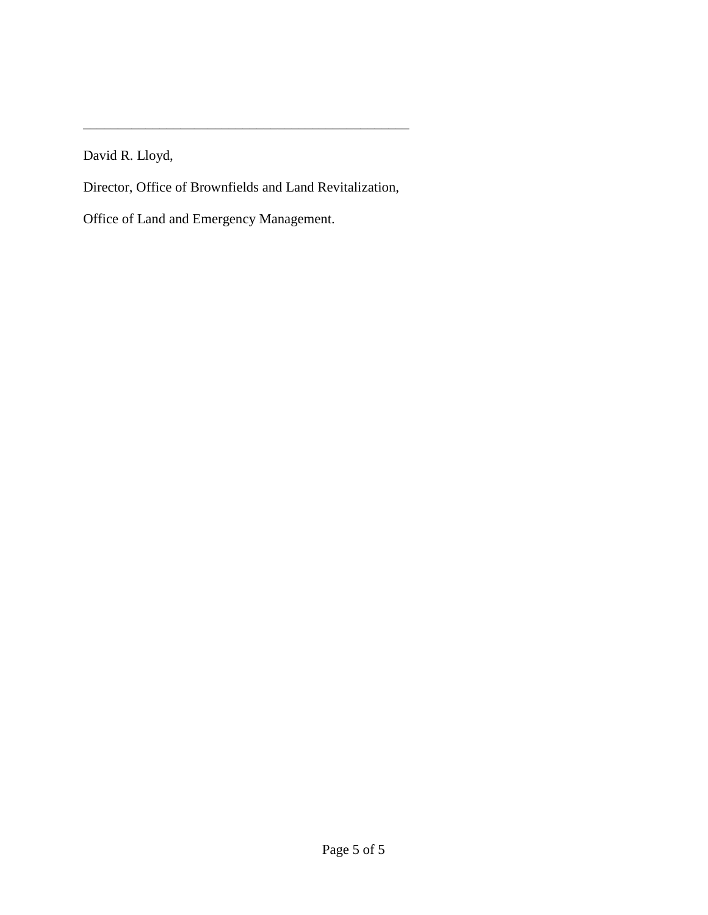\_\_\_\_\_\_\_\_\_\_\_\_\_\_\_\_\_\_\_\_\_\_\_\_\_\_\_\_\_\_\_\_\_\_\_\_\_\_\_\_\_\_\_\_\_\_\_\_

David R. Lloyd,

Director, Office of Brownfields and Land Revitalization,

Office of Land and Emergency Management.